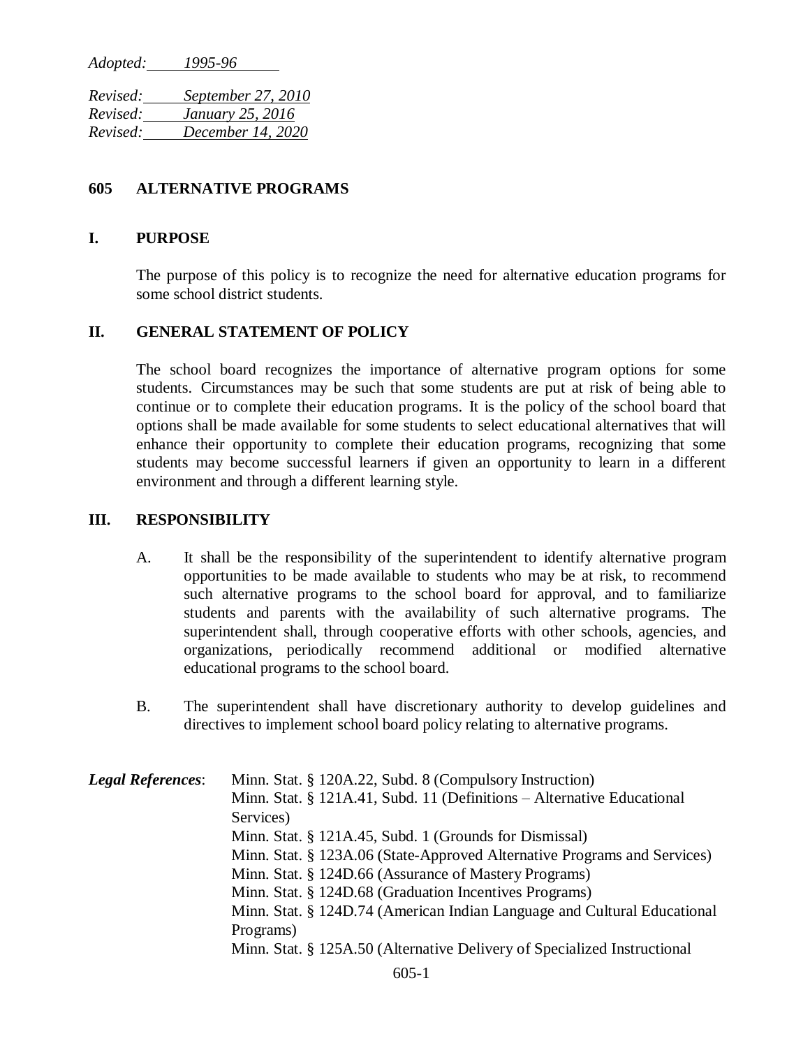*Adopted: 1995-96*

*Revised: September 27, 2010*
*Revised: January 25, 2016*
*Revised: December 14, 2020*

# 605 ALTERNATIVE PROGRAMS

## I. PURPOSE

The purpose of this policy is to recognize the need for alternative education programs for some school district students.

## II. GENERAL STATEMENT OF POLICY

The school board recognizes the importance of alternative program options for some students. Circumstances may be such that some students are put at risk of being able to continue or to complete their education programs. It is the policy of the school board that options shall be made available for some students to select educational alternatives that will enhance their opportunity to complete their education programs, recognizing that some students may become successful learners if given an opportunity to learn in a different environment and through a different learning style.

## III. RESPONSIBILITY

A. It shall be the responsibility of the superintendent to identify alternative program opportunities to be made available to students who may be at risk, to recommend such alternative programs to the school board for approval, and to familiarize students and parents with the availability of such alternative programs. The superintendent shall, through cooperative efforts with other schools, agencies, and organizations, periodically recommend additional or modified alternative educational programs to the school board.

B. The superintendent shall have discretionary authority to develop guidelines and directives to implement school board policy relating to alternative programs.

***Legal References***:
Minn. Stat. § 120A.22, Subd. 8 (Compulsory Instruction)
Minn. Stat. § 121A.41, Subd. 11 (Definitions – Alternative Educational Services)
Minn. Stat. § 121A.45, Subd. 1 (Grounds for Dismissal)
Minn. Stat. § 123A.06 (State-Approved Alternative Programs and Services)
Minn. Stat. § 124D.66 (Assurance of Mastery Programs)
Minn. Stat. § 124D.68 (Graduation Incentives Programs)
Minn. Stat. § 124D.74 (American Indian Language and Cultural Educational Programs)
Minn. Stat. § 125A.50 (Alternative Delivery of Specialized Instructional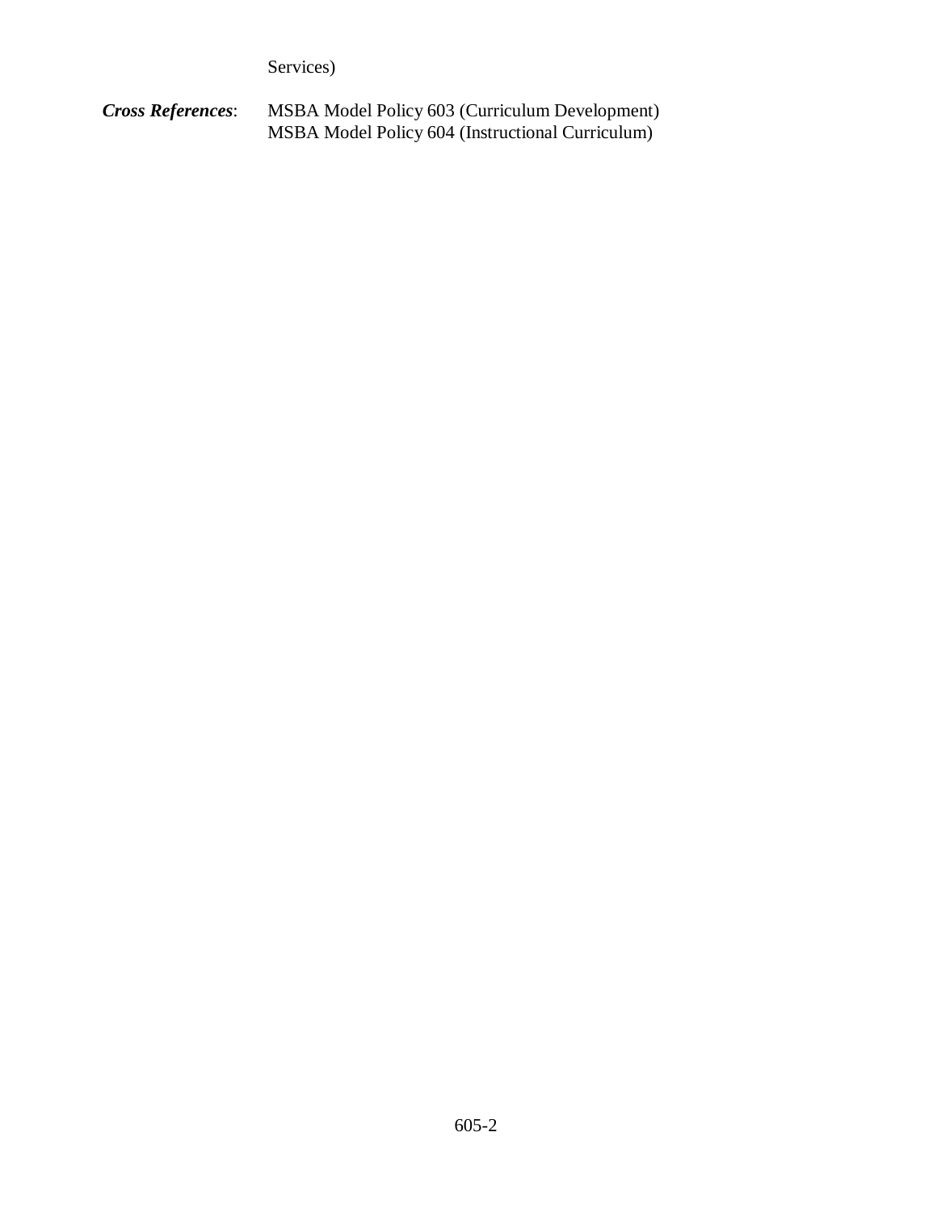Services)

***Cross References***: MSBA Model Policy 603 (Curriculum Development)
MSBA Model Policy 604 (Instructional Curriculum)